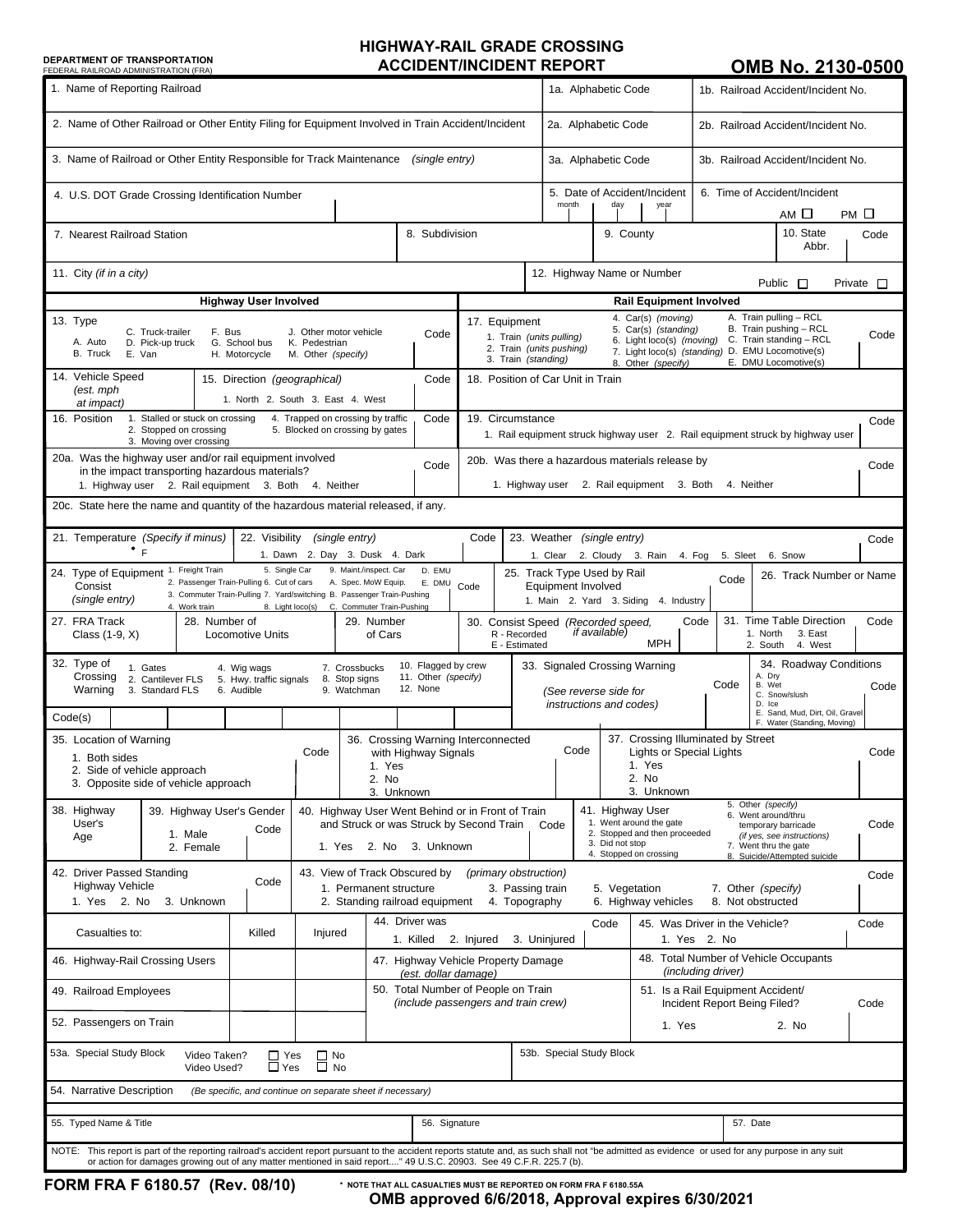DEPARTMENT OF TRANSPORTATION
FEDERAL RAILROAD ADMINISTRATION (FRA)

# HIGHWAY-RAIL GRADE CROSSING ACCIDENT/INCIDENT REPORT

**OMB No. 2130-0500**

| 1. Name of Reporting Railroad | 1a. Alphabetic Code | 1b. Railroad Accident/Incident No. |
|---|---|---|
| 2. Name of Other Railroad or Other Entity Filing for Equipment Involved in Train Accident/Incident | 2a. Alphabetic Code | 2b. Railroad Accident/Incident No. |
| 3. Name of Railroad or Other Entity Responsible for Track Maintenance *(single entry)* | 3a. Alphabetic Code | 3b. Railroad Accident/Incident No. |
| 4. U.S. DOT Grade Crossing Identification Number | 5. Date of Accident/Incident (month, day, year) | 6. Time of Accident/Incident ☐ AM ☐ PM |

| 7. Nearest Railroad Station | 8. Subdivision | 9. County | 10. State Abbr. | Code |
|---|---|---|---|---|
| 11. City *(if in a city)* | 12. Highway Name or Number | Public ☐ Private ☐ | | |

## Highway User Involved

**13. Type** — A. Auto; B. Truck; C. Truck-trailer; D. Pick-up truck; E. Van; F. Bus; G. School bus; H. Motorcycle; J. Other motor vehicle; K. Pedestrian; M. Other *(specify)* — Code

**14. Vehicle Speed** *(est. mph at impact)*

**15. Direction** *(geographical)* — 1. North 2. South 3. East 4. West — Code

**16. Position** — 1. Stalled or stuck on crossing; 2. Stopped on crossing; 3. Moving over crossing; 4. Trapped on crossing by traffic; 5. Blocked on crossing by gates — Code

## Rail Equipment Involved

**17. Equipment** — 1. Train *(units pulling)*; 2. Train *(units pushing)*; 3. Train *(standing)*; 4. Car(s) *(moving)*; 5. Car(s) *(standing)*; 6. Light loco(s) *(moving)*; 7. Light loco(s) *(standing)*; 8. Other *(specify)*; A. Train pulling – RCL; B. Train pushing – RCL; C. Train standing – RCL; D. EMU Locomotive(s); E. DMU Locomotive(s) — Code

**18. Position of Car Unit in Train**

**19. Circumstance** — 1. Rail equipment struck highway user 2. Rail equipment struck by highway user — Code

**20a.** Was the highway user and/or rail equipment involved in the impact transporting hazardous materials? — 1. Highway user 2. Rail equipment 3. Both 4. Neither — Code

**20b.** Was there a hazardous materials release by — 1. Highway user 2. Rail equipment 3. Both 4. Neither — Code

**20c.** State here the name and quantity of the hazardous material released, if any.

**21. Temperature** *(Specify if minus)* °F

**22. Visibility** *(single entry)* — 1. Dawn 2. Day 3. Dusk 4. Dark — Code

**23. Weather** *(single entry)* — 1. Clear 2. Cloudy 3. Rain 4. Fog 5. Sleet 6. Snow — Code

**24. Type of Equipment Consist** *(single entry)* — 1. Freight Train; 2. Passenger Train-Pulling; 3. Commuter Train-Pulling; 4. Work train; 5. Single Car; 6. Cut of cars; 7. Yard/switching; 8. Light loco(s); 9. Maint./inspect. Car; A. Spec. MoW Equip.; B. Passenger Train-Pushing; C. Commuter Train-Pushing; D. EMU; E. DMU — Code

**25. Track Type Used by Rail Equipment Involved** — 1. Main 2. Yard 3. Siding 4. Industry — Code

**26. Track Number or Name**

**27. FRA Track Class** (1-9, X)

**28. Number of Locomotive Units**

**29. Number of Cars**

**30. Consist Speed** *(Recorded speed, if available)* — R - Recorded; E - Estimated — MPH — Code

**31. Time Table Direction** — 1. North 2. South 3. East 4. West — Code

**32. Type of Crossing Warning** — 1. Gates; 2. Cantilever FLS; 3. Standard FLS; 4. Wig wags; 5. Hwy. traffic signals; 6. Audible; 7. Crossbucks; 8. Stop signs; 9. Watchman; 10. Flagged by crew; 11. Other *(specify)*; 12. None — Code(s)

**33. Signaled Crossing Warning** *(See reverse side for instructions and codes)* — Code

**34. Roadway Conditions** — A. Dry; B. Wet; C. Snow/slush; D. Ice; E. Sand, Mud, Dirt, Oil, Gravel; F. Water (Standing, Moving) — Code

**35. Location of Warning** — 1. Both sides; 2. Side of vehicle approach; 3. Opposite side of vehicle approach — Code

**36. Crossing Warning Interconnected with Highway Signals** — 1. Yes 2. No 3. Unknown — Code

**37. Crossing Illuminated by Street Lights or Special Lights** — 1. Yes 2. No 3. Unknown — Code

**38. Highway User's Age**

**39. Highway User's Gender** — 1. Male 2. Female — Code

**40. Highway User Went Behind or in Front of Train and Struck or was Struck by Second Train** — 1. Yes 2. No 3. Unknown — Code

**41. Highway User** — 1. Went around the gate; 2. Stopped and then proceeded; 3. Did not stop; 4. Stopped on crossing; 5. Other *(specify)*; 6. Went around/thru temporary barricade *(if yes, see instructions)*; 7. Went thru the gate; 8. Suicide/Attempted suicide — Code

**42. Driver Passed Standing Highway Vehicle** — 1. Yes 2. No 3. Unknown — Code

**43. View of Track Obscured by** *(primary obstruction)* — 1. Permanent structure; 2. Standing railroad equipment; 3. Passing train; 4. Topography; 5. Vegetation; 6. Highway vehicles; 7. Other *(specify)*; 8. Not obstructed — Code

| Casualties to: | Killed | Injured | |
|---|---|---|---|
| 46. Highway-Rail Crossing Users | | | |
| 49. Railroad Employees | | | |
| 52. Passengers on Train | | | |

**44. Driver was** — 1. Killed 2. Injured 3. Uninjured — Code

**45. Was Driver in the Vehicle?** — 1. Yes 2. No — Code

**47. Highway Vehicle Property Damage** *(est. dollar damage)*

**48. Total Number of Vehicle Occupants** *(including driver)*

**50. Total Number of People on Train** *(include passengers and train crew)*

**51. Is a Rail Equipment Accident/Incident Report Being Filed?** — 1. Yes 2. No — Code

**53a. Special Study Block** — Video Taken? ☐ Yes ☐ No; Video Used? ☐ Yes ☐ No

**53b. Special Study Block**

**54. Narrative Description** *(Be specific, and continue on separate sheet if necessary)*

| 55. Typed Name & Title | 56. Signature | 57. Date |
|---|---|---|

NOTE: This report is part of the reporting railroad's accident report pursuant to the accident reports statute and, as such shall not "be admitted as evidence or used for any purpose in any suit or action for damages growing out of any matter mentioned in said report...." 49 U.S.C. 20903. See 49 C.F.R. 225.7 (b).

**FORM FRA F 6180.57 (Rev. 08/10)**

\* NOTE THAT ALL CASUALTIES MUST BE REPORTED ON FORM FRA F 6180.55A

**OMB approved 6/6/2018, Approval expires 6/30/2021**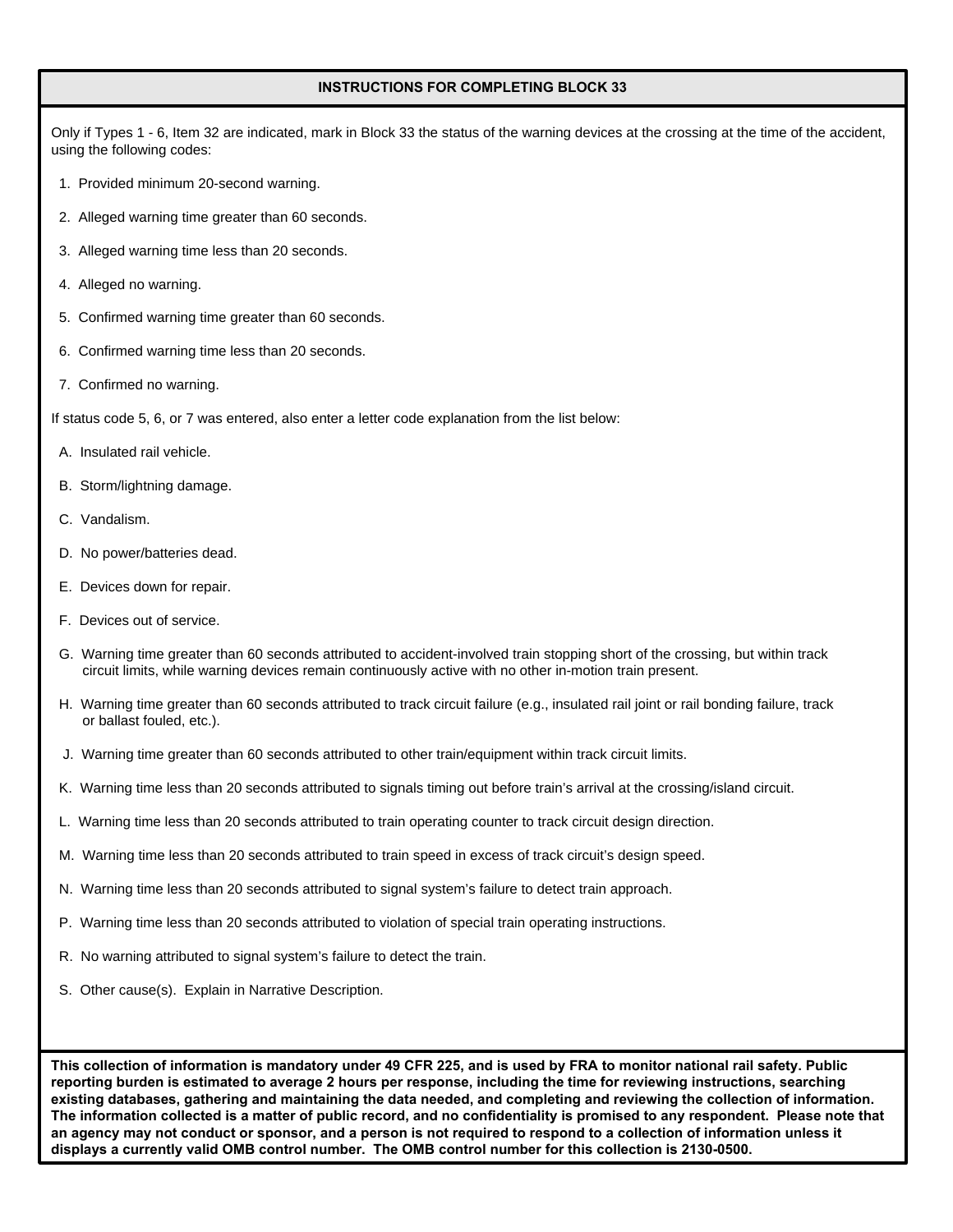## INSTRUCTIONS FOR COMPLETING BLOCK 33

Only if Types 1 - 6, Item 32 are indicated, mark in Block 33 the status of the warning devices at the crossing at the time of the accident, using the following codes:

1. Provided minimum 20-second warning.
2. Alleged warning time greater than 60 seconds.
3. Alleged warning time less than 20 seconds.
4. Alleged no warning.
5. Confirmed warning time greater than 60 seconds.
6. Confirmed warning time less than 20 seconds.
7. Confirmed no warning.

If status code 5, 6, or 7 was entered, also enter a letter code explanation from the list below:

A. Insulated rail vehicle.

B. Storm/lightning damage.

C. Vandalism.

D. No power/batteries dead.

E. Devices down for repair.

F. Devices out of service.

G. Warning time greater than 60 seconds attributed to accident-involved train stopping short of the crossing, but within track circuit limits, while warning devices remain continuously active with no other in-motion train present.

H. Warning time greater than 60 seconds attributed to track circuit failure (e.g., insulated rail joint or rail bonding failure, track or ballast fouled, etc.).

J. Warning time greater than 60 seconds attributed to other train/equipment within track circuit limits.

K. Warning time less than 20 seconds attributed to signals timing out before train's arrival at the crossing/island circuit.

L. Warning time less than 20 seconds attributed to train operating counter to track circuit design direction.

M. Warning time less than 20 seconds attributed to train speed in excess of track circuit's design speed.

N. Warning time less than 20 seconds attributed to signal system's failure to detect train approach.

P. Warning time less than 20 seconds attributed to violation of special train operating instructions.

R. No warning attributed to signal system's failure to detect the train.

S. Other cause(s). Explain in Narrative Description.

**This collection of information is mandatory under 49 CFR 225, and is used by FRA to monitor national rail safety. Public reporting burden is estimated to average 2 hours per response, including the time for reviewing instructions, searching existing databases, gathering and maintaining the data needed, and completing and reviewing the collection of information. The information collected is a matter of public record, and no confidentiality is promised to any respondent. Please note that an agency may not conduct or sponsor, and a person is not required to respond to a collection of information unless it displays a currently valid OMB control number. The OMB control number for this collection is 2130-0500.**